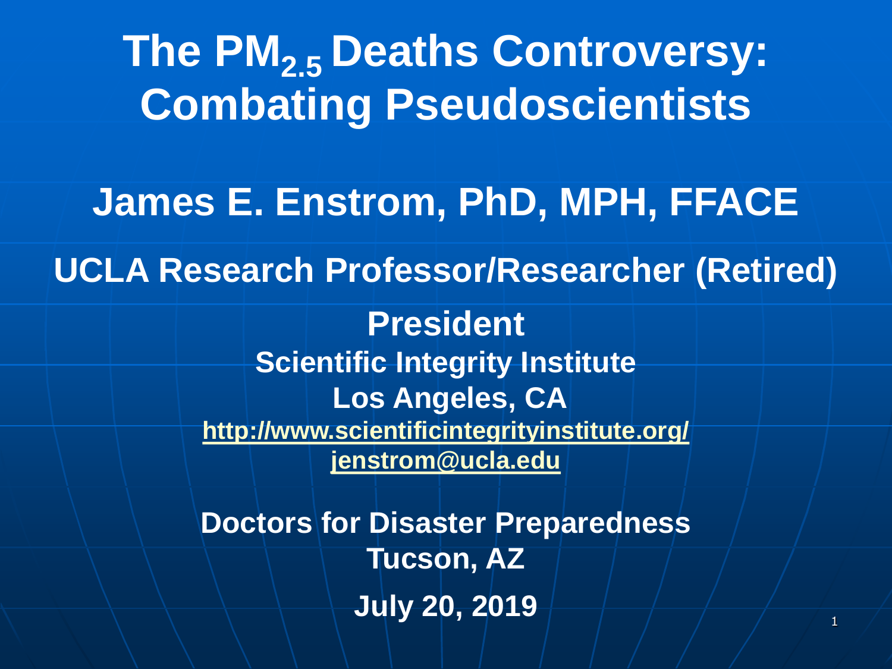# The $PM_{2.5}$ Deaths Controversy: Combating Pseudoscientists

**James E. Enstrom, PhD, MPH, FFACE**

**UCLA Research Professor/Researcher (Retired)**

**President**

**Scientific Integrity Institute**

**Los Angeles, CA**

**http://www.scientificintegrityinstitute.org/**

**jenstrom@ucla.edu**

**Doctors for Disaster Preparedness**

**Tucson, AZ**

**July 20, 2019**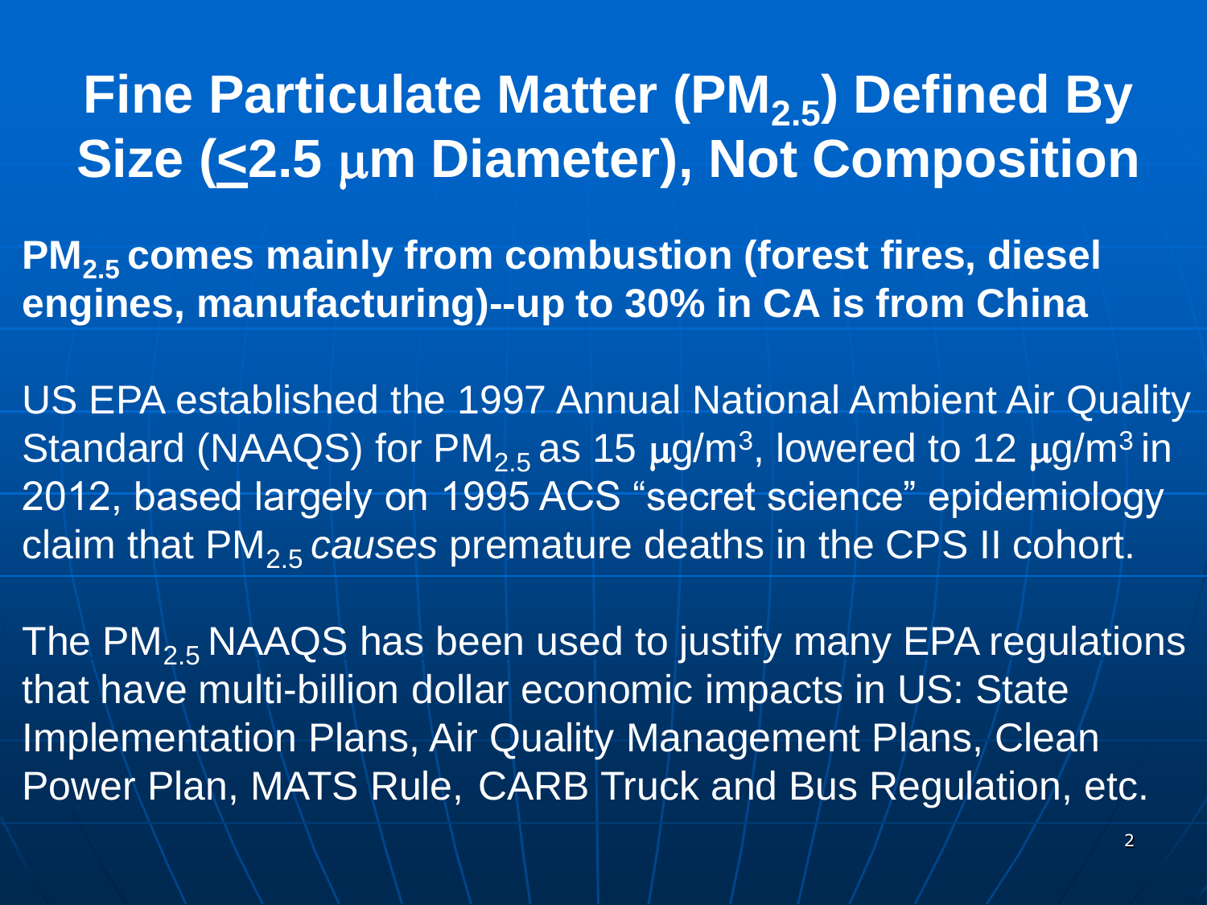# Fine Particulate Matter ($PM_{2.5}$) Defined By Size ($\leq$2.5 $\mu$m Diameter), Not Composition

**$PM_{2.5}$ comes mainly from combustion (forest fires, diesel engines, manufacturing)--up to 30% in CA is from China**

US EPA established the 1997 Annual National Ambient Air Quality Standard (NAAQS) for $PM_{2.5}$ as 15 $\mu g/m^3$, lowered to 12 $\mu g/m^3$ in 2012, based largely on 1995 ACS "secret science" epidemiology claim that $PM_{2.5}$ *causes* premature deaths in the CPS II cohort.

The $PM_{2.5}$ NAAQS has been used to justify many EPA regulations that have multi-billion dollar economic impacts in US: State Implementation Plans, Air Quality Management Plans, Clean Power Plan, MATS Rule, CARB Truck and Bus Regulation, etc.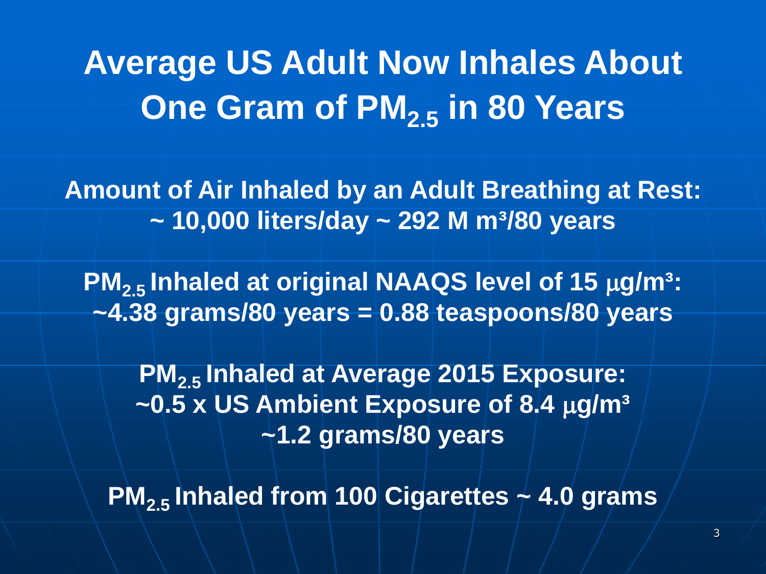# Average US Adult Now Inhales About One Gram of $PM_{2.5}$ in 80 Years

**Amount of Air Inhaled by an Adult Breathing at Rest:**
**~ 10,000 liters/day ~ 292 M $m^3$/80 years**

**$PM_{2.5}$ Inhaled at original NAAQS level of 15 $\mu g/m^3$:**
**~4.38 grams/80 years = 0.88 teaspoons/80 years**

**$PM_{2.5}$ Inhaled at Average 2015 Exposure:**
**~0.5 x US Ambient Exposure of 8.4 $\mu g/m^3$**
**~1.2 grams/80 years**

**$PM_{2.5}$ Inhaled from 100 Cigarettes ~ 4.0 grams**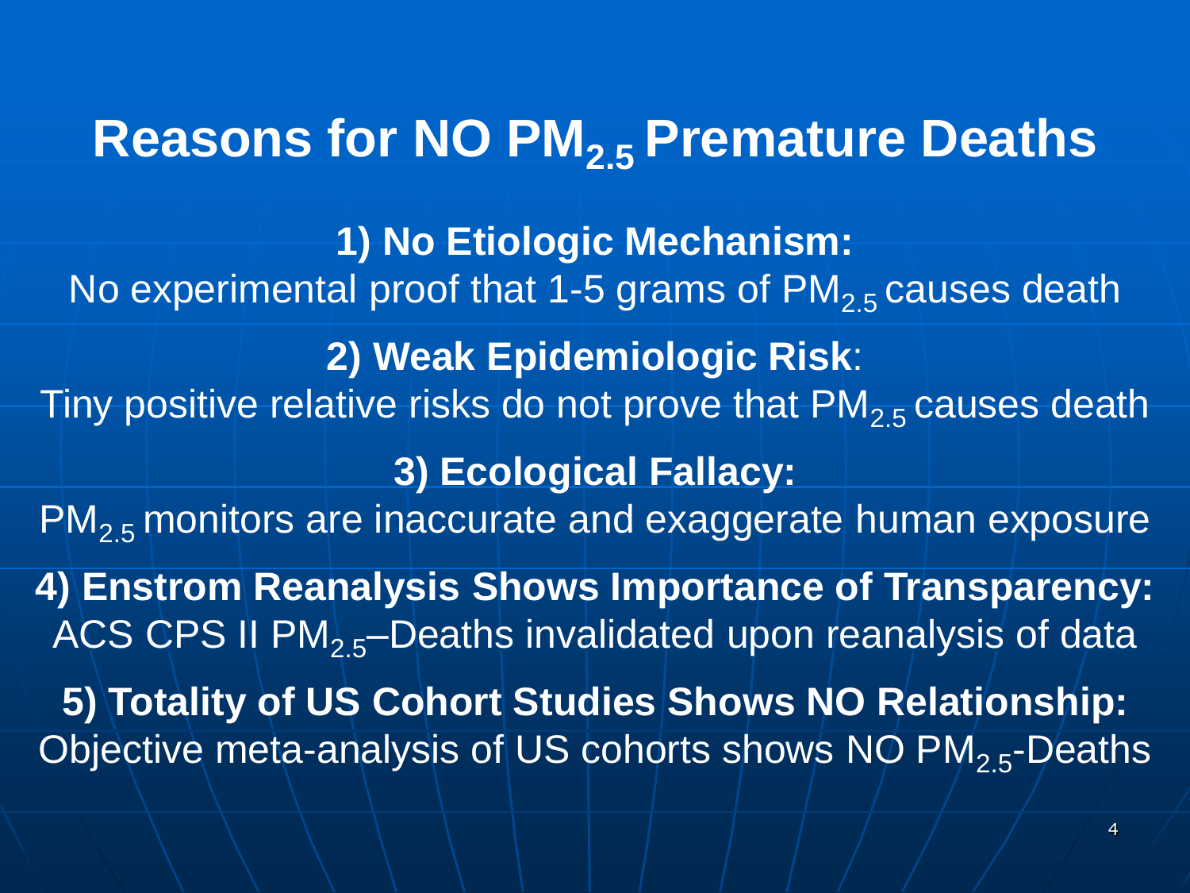# Reasons for NO $PM_{2.5}$ Premature Deaths

**1) No Etiologic Mechanism:**

No experimental proof that 1-5 grams of $PM_{2.5}$ causes death

**2) Weak Epidemiologic Risk**:

Tiny positive relative risks do not prove that $PM_{2.5}$ causes death

**3) Ecological Fallacy:**

$PM_{2.5}$ monitors are inaccurate and exaggerate human exposure

**4) Enstrom Reanalysis Shows Importance of Transparency:**

ACS CPS II $PM_{2.5}$–Deaths invalidated upon reanalysis of data

**5) Totality of US Cohort Studies Shows NO Relationship:**

Objective meta-analysis of US cohorts shows NO $PM_{2.5}$-Deaths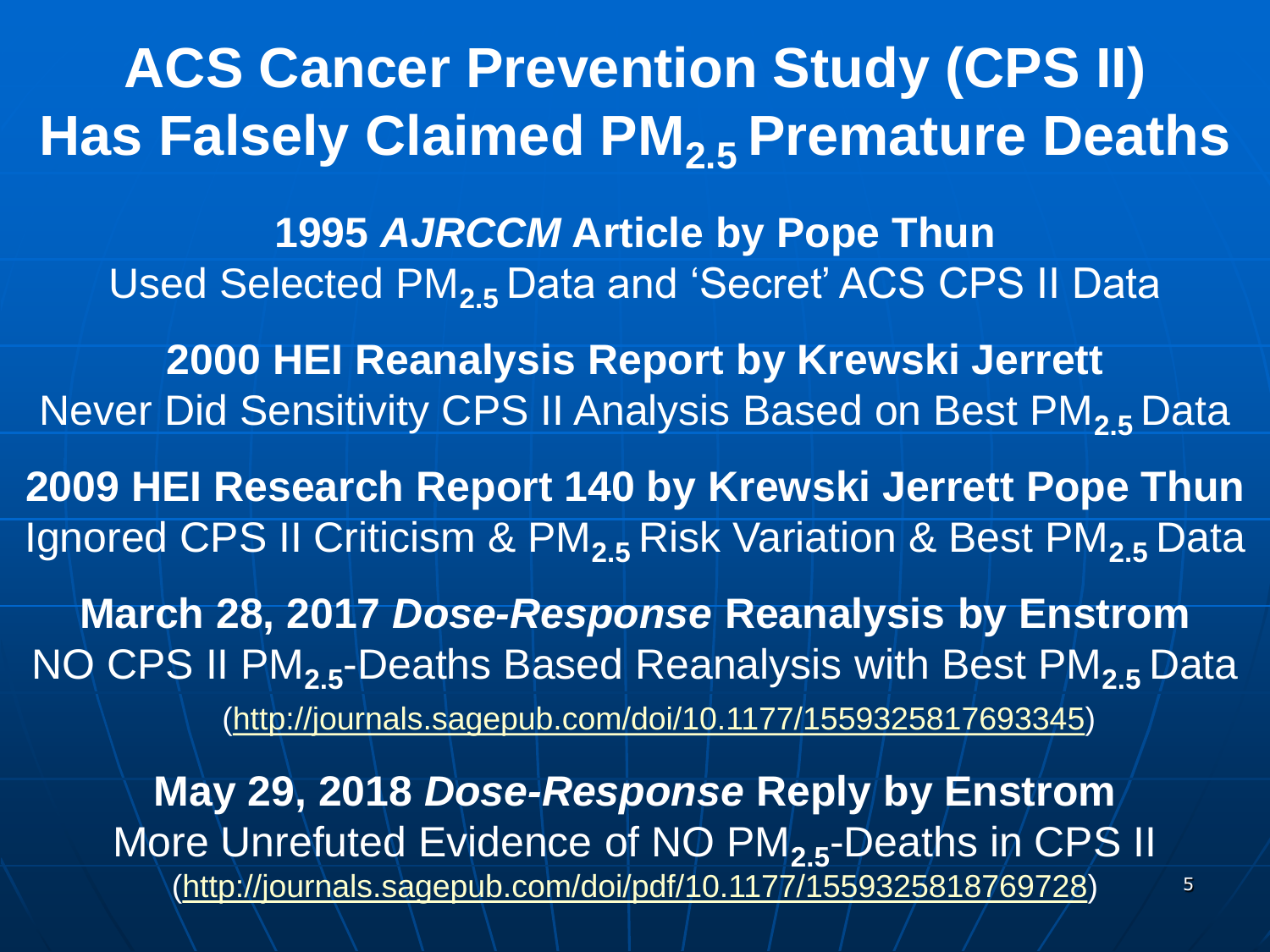# ACS Cancer Prevention Study (CPS II) Has Falsely Claimed $PM_{2.5}$ Premature Deaths

**1995 *AJRCCM* Article by Pope Thun**

Used Selected $PM_{2.5}$ Data and 'Secret' ACS CPS II Data

**2000 HEI Reanalysis Report by Krewski Jerrett**

Never Did Sensitivity CPS II Analysis Based on Best $PM_{2.5}$ Data

**2009 HEI Research Report 140 by Krewski Jerrett Pope Thun**

Ignored CPS II Criticism & $PM_{2.5}$ Risk Variation & Best $PM_{2.5}$ Data

**March 28, 2017 *Dose-Response* Reanalysis by Enstrom**

NO CPS II $PM_{2.5}$-Deaths Based Reanalysis with Best $PM_{2.5}$ Data

(http://journals.sagepub.com/doi/10.1177/1559325817693345)

**May 29, 2018 *Dose-Response* Reply by Enstrom**

More Unrefuted Evidence of NO $PM_{2.5}$-Deaths in CPS II

(http://journals.sagepub.com/doi/pdf/10.1177/1559325818769728)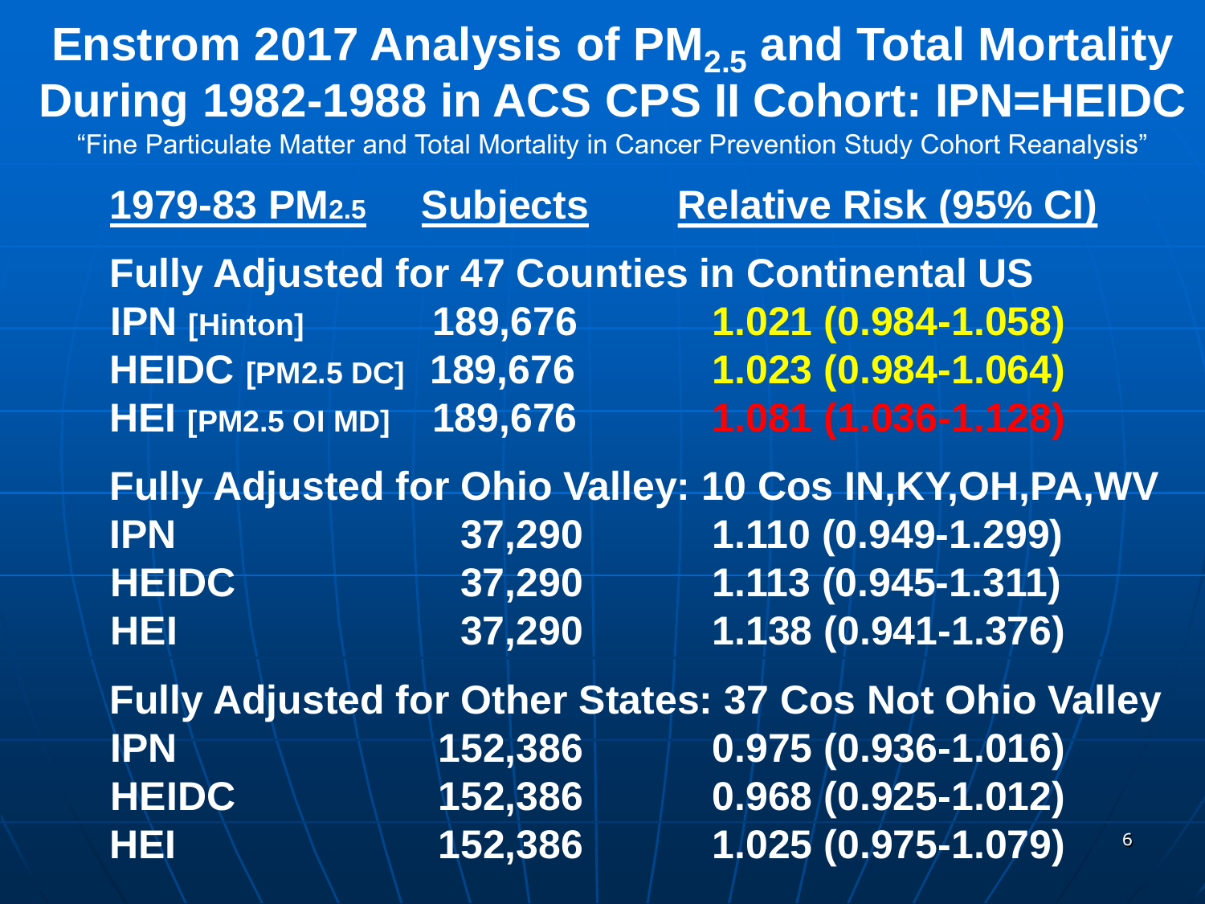# Enstrom 2017 Analysis of $PM_{2.5}$ and Total Mortality During 1982-1988 in ACS CPS II Cohort: IPN=HEIDC

"Fine Particulate Matter and Total Mortality in Cancer Prevention Study Cohort Reanalysis"

| 1979-83 $PM_{2.5}$ | Subjects | Relative Risk (95% CI) |
|---|---|---|
| **Fully Adjusted for 47 Counties in Continental US** | | |
| IPN [Hinton] | 189,676 | 1.021 (0.984-1.058) |
| HEIDC [PM2.5 DC] | 189,676 | 1.023 (0.984-1.064) |
| HEI [PM2.5 OI MD] | 189,676 | 1.081 (1.036-1.128) |
| **Fully Adjusted for Ohio Valley: 10 Cos IN,KY,OH,PA,WV** | | |
| IPN | 37,290 | 1.110 (0.949-1.299) |
| HEIDC | 37,290 | 1.113 (0.945-1.311) |
| HEI | 37,290 | 1.138 (0.941-1.376) |
| **Fully Adjusted for Other States: 37 Cos Not Ohio Valley** | | |
| IPN | 152,386 | 0.975 (0.936-1.016) |
| HEIDC | 152,386 | 0.968 (0.925-1.012) |
| HEI | 152,386 | 1.025 (0.975-1.079) |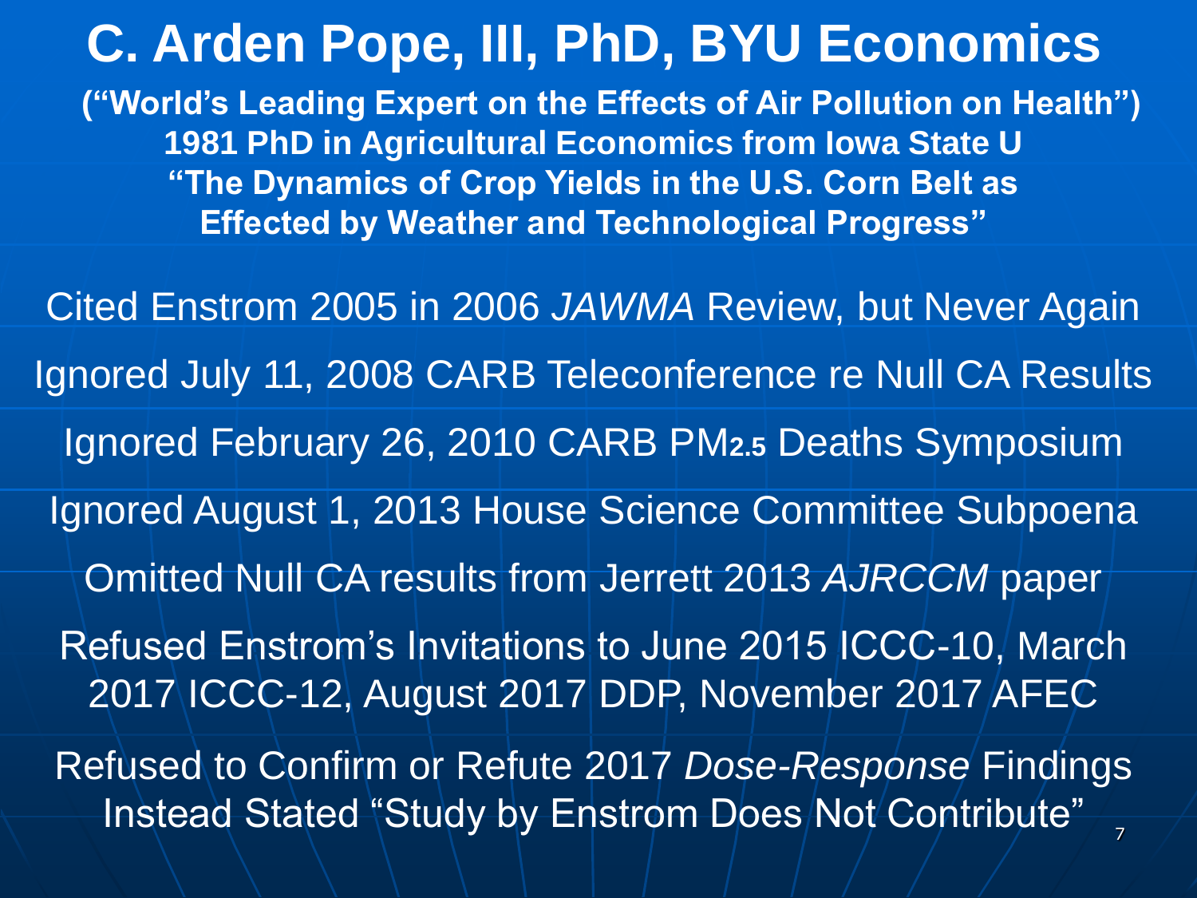# C. Arden Pope, III, PhD, BYU Economics

**("World's Leading Expert on the Effects of Air Pollution on Health")**
**1981 PhD in Agricultural Economics from Iowa State U**
**"The Dynamics of Crop Yields in the U.S. Corn Belt as Effected by Weather and Technological Progress"**

Cited Enstrom 2005 in 2006 *JAWMA* Review, but Never Again

Ignored July 11, 2008 CARB Teleconference re Null CA Results

Ignored February 26, 2010 CARB $PM_{2.5}$ Deaths Symposium

Ignored August 1, 2013 House Science Committee Subpoena

Omitted Null CA results from Jerrett 2013 *AJRCCM* paper

Refused Enstrom's Invitations to June 2015 ICCC-10, March 2017 ICCC-12, August 2017 DDP, November 2017 AFEC

Refused to Confirm or Refute 2017 *Dose-Response* Findings Instead Stated "Study by Enstrom Does Not Contribute"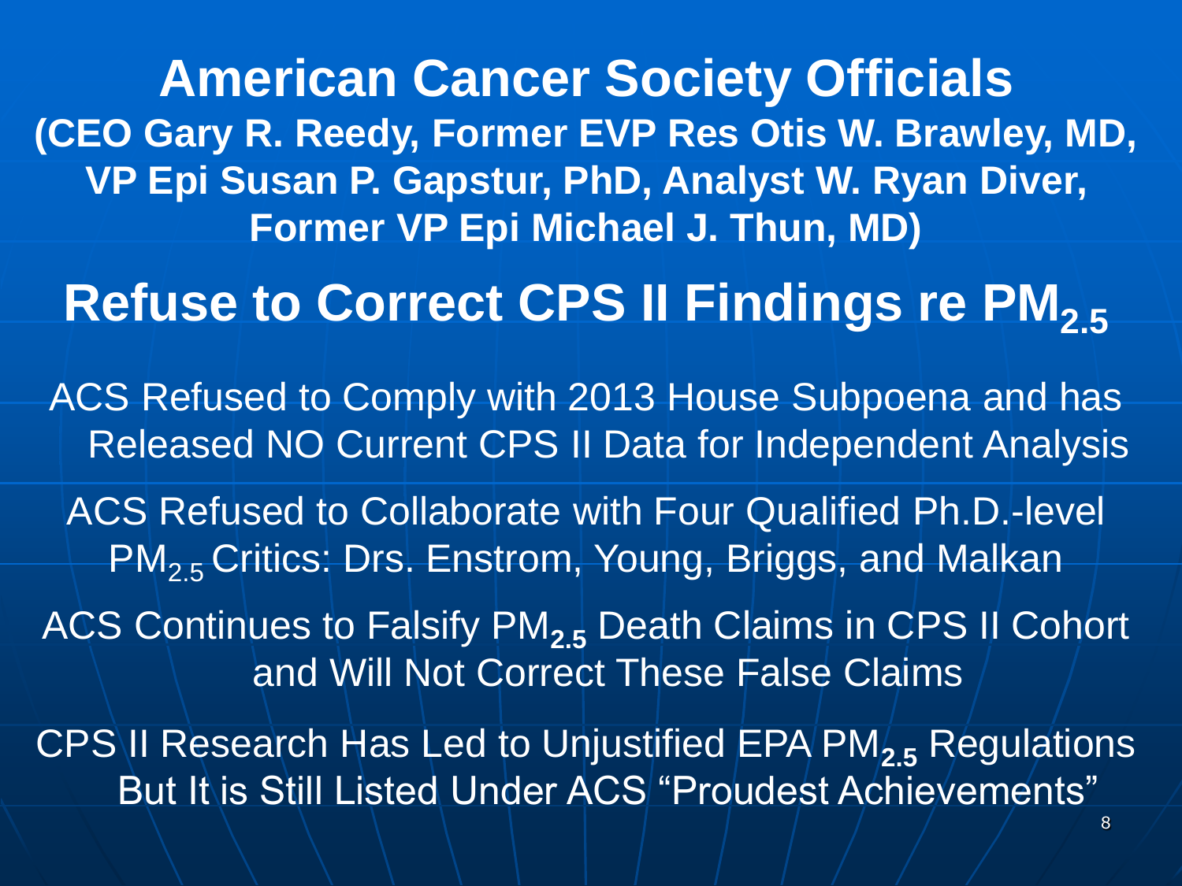# American Cancer Society Officials

**(CEO Gary R. Reedy, Former EVP Res Otis W. Brawley, MD, VP Epi Susan P. Gapstur, PhD, Analyst W. Ryan Diver, Former VP Epi Michael J. Thun, MD)**

## Refuse to Correct CPS II Findings re $PM_{2.5}$

ACS Refused to Comply with 2013 House Subpoena and has Released NO Current CPS II Data for Independent Analysis

ACS Refused to Collaborate with Four Qualified Ph.D.-level $PM_{2.5}$ Critics: Drs. Enstrom, Young, Briggs, and Malkan

ACS Continues to Falsify $PM_{2.5}$ Death Claims in CPS II Cohort and Will Not Correct These False Claims

CPS II Research Has Led to Unjustified EPA $PM_{2.5}$ Regulations But It is Still Listed Under ACS "Proudest Achievements"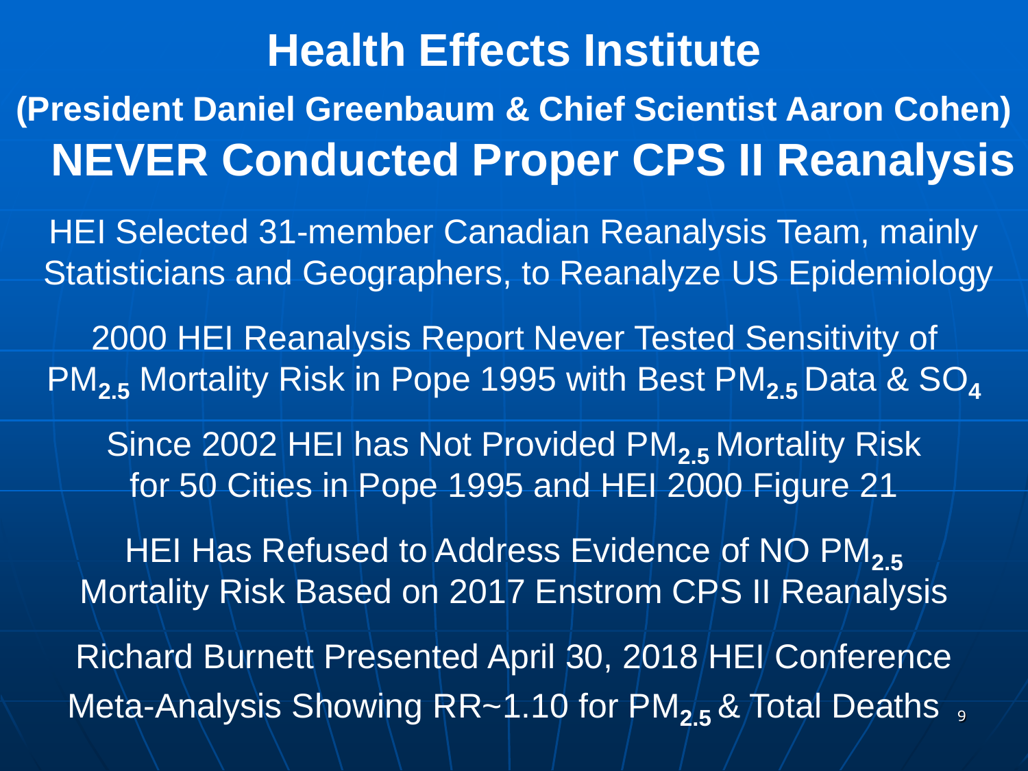# Health Effects Institute

## (President Daniel Greenbaum & Chief Scientist Aaron Cohen)

# NEVER Conducted Proper CPS II Reanalysis

HEI Selected 31-member Canadian Reanalysis Team, mainly Statisticians and Geographers, to Reanalyze US Epidemiology

2000 HEI Reanalysis Report Never Tested Sensitivity of $PM_{2.5}$ Mortality Risk in Pope 1995 with Best $PM_{2.5}$ Data & $SO_4$

Since 2002 HEI has Not Provided $PM_{2.5}$ Mortality Risk for 50 Cities in Pope 1995 and HEI 2000 Figure 21

HEI Has Refused to Address Evidence of NO $PM_{2.5}$ Mortality Risk Based on 2017 Enstrom CPS II Reanalysis

Richard Burnett Presented April 30, 2018 HEI Conference Meta-Analysis Showing RR~1.10 for $PM_{2.5}$ & Total Deaths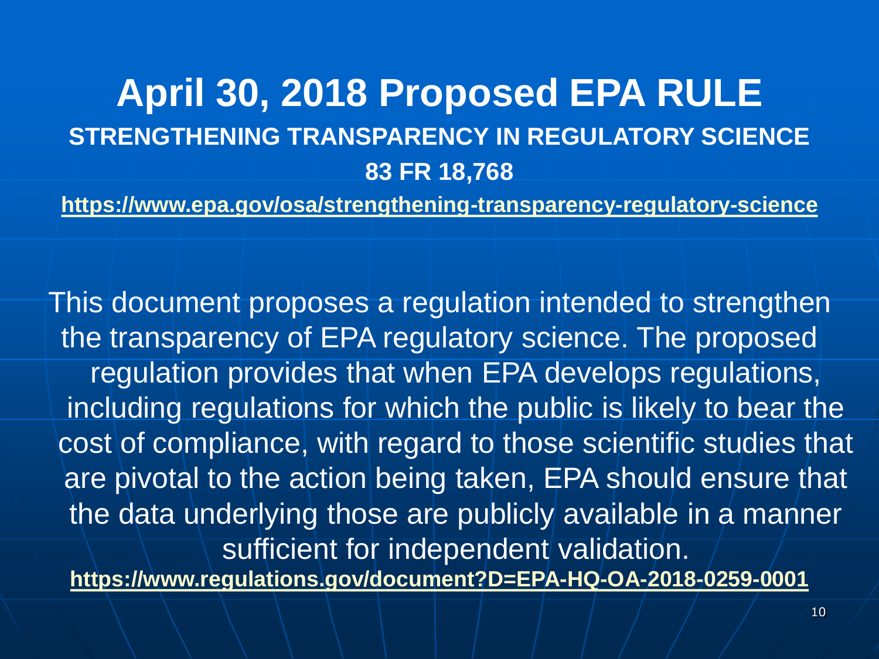# April 30, 2018 Proposed EPA RULE

**STRENGTHENING TRANSPARENCY IN REGULATORY SCIENCE**

**83 FR 18,768**

**https://www.epa.gov/osa/strengthening-transparency-regulatory-science**

This document proposes a regulation intended to strengthen the transparency of EPA regulatory science. The proposed regulation provides that when EPA develops regulations, including regulations for which the public is likely to bear the cost of compliance, with regard to those scientific studies that are pivotal to the action being taken, EPA should ensure that the data underlying those are publicly available in a manner sufficient for independent validation.

**https://www.regulations.gov/document?D=EPA-HQ-OA-2018-0259-0001**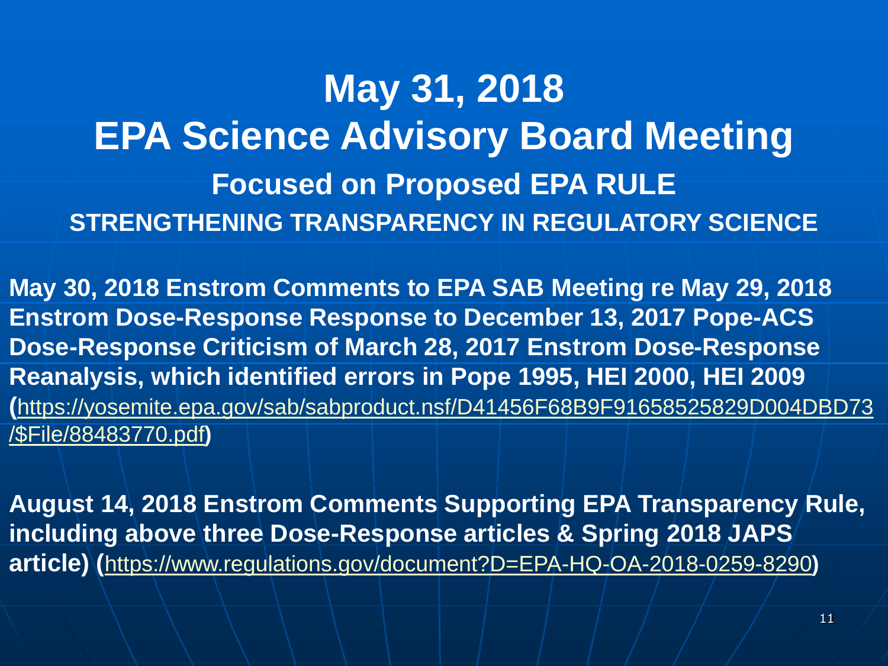# May 31, 2018
# EPA Science Advisory Board Meeting
## Focused on Proposed EPA RULE
### STRENGTHENING TRANSPARENCY IN REGULATORY SCIENCE

**May 30, 2018 Enstrom Comments to EPA SAB Meeting re May 29, 2018 Enstrom Dose-Response Response to December 13, 2017 Pope-ACS Dose-Response Criticism of March 28, 2017 Enstrom Dose-Response Reanalysis, which identified errors in Pope 1995, HEI 2000, HEI 2009 (**https://yosemite.epa.gov/sab/sabproduct.nsf/D41456F68B9F91658525829D004DBD73/$File/88483770.pdf**)**

**August 14, 2018 Enstrom Comments Supporting EPA Transparency Rule, including above three Dose-Response articles & Spring 2018 JAPS article) (**https://www.regulations.gov/document?D=EPA-HQ-OA-2018-0259-8290**)**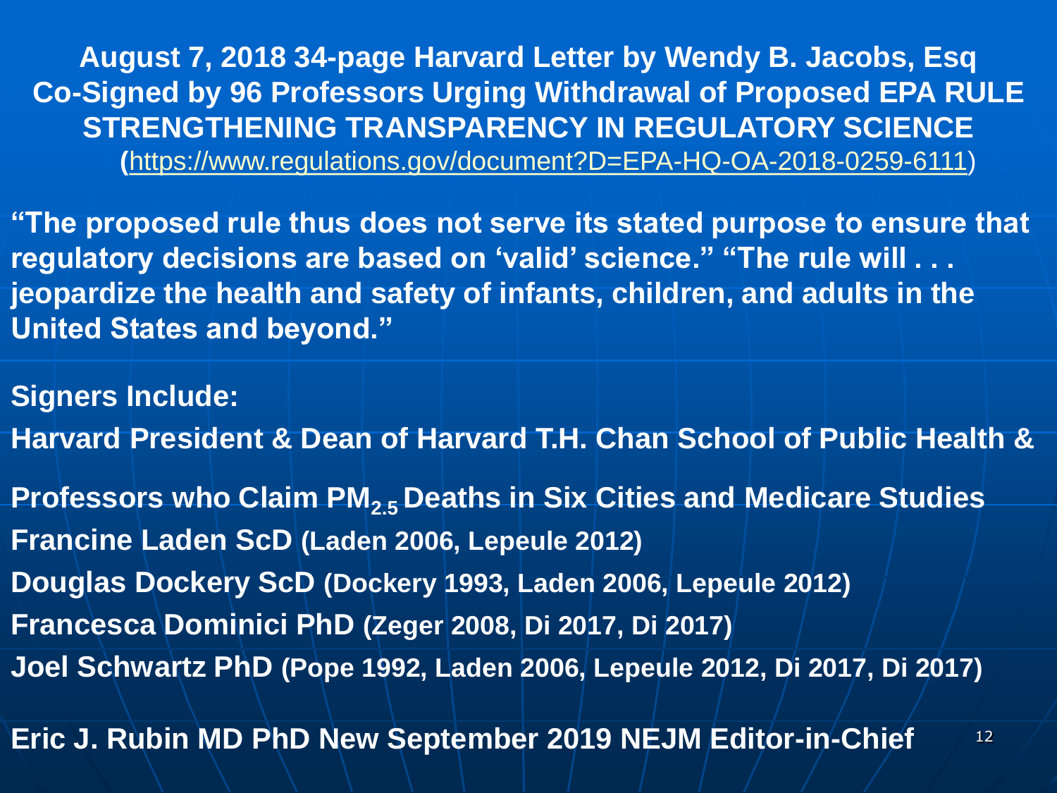# August 7, 2018 34-page Harvard Letter by Wendy B. Jacobs, Esq Co-Signed by 96 Professors Urging Withdrawal of Proposed EPA RULE STRENGTHENING TRANSPARENCY IN REGULATORY SCIENCE

(https://www.regulations.gov/document?D=EPA-HQ-OA-2018-0259-6111)

**“The proposed rule thus does not serve its stated purpose to ensure that regulatory decisions are based on ‘valid’ science.” “The rule will . . . jeopardize the health and safety of infants, children, and adults in the United States and beyond.”**

**Signers Include:**

**Harvard President & Dean of Harvard T.H. Chan School of Public Health &**

**Professors who Claim $PM_{2.5}$ Deaths in Six Cities and Medicare Studies**

**Francine Laden ScD (Laden 2006, Lepeule 2012)**

**Douglas Dockery ScD (Dockery 1993, Laden 2006, Lepeule 2012)**

**Francesca Dominici PhD (Zeger 2008, Di 2017, Di 2017)**

**Joel Schwartz PhD (Pope 1992, Laden 2006, Lepeule 2012, Di 2017, Di 2017)**

**Eric J. Rubin MD PhD New September 2019 NEJM Editor-in-Chief**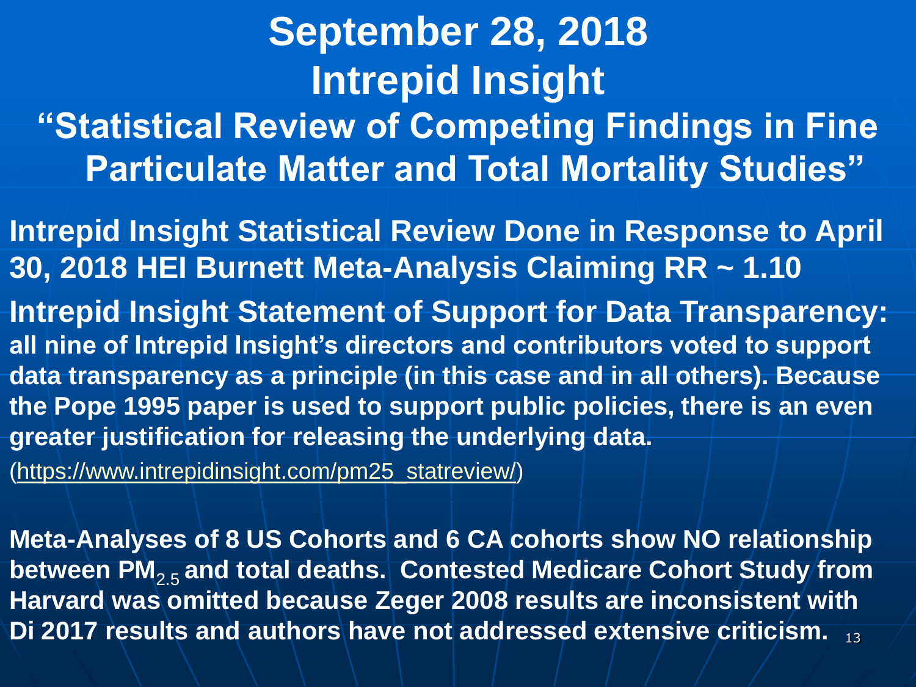# September 28, 2018
# Intrepid Insight
## "Statistical Review of Competing Findings in Fine Particulate Matter and Total Mortality Studies"

**Intrepid Insight Statistical Review Done in Response to April 30, 2018 HEI Burnett Meta-Analysis Claiming RR ~ 1.10**

**Intrepid Insight Statement of Support for Data Transparency:** **all nine of Intrepid Insight's directors and contributors voted to support data transparency as a principle (in this case and in all others). Because the Pope 1995 paper is used to support public policies, there is an even greater justification for releasing the underlying data.**

(https://www.intrepidinsight.com/pm25_statreview/)

**Meta-Analyses of 8 US Cohorts and 6 CA cohorts show NO relationship between $PM_{2.5}$ and total deaths. Contested Medicare Cohort Study from Harvard was omitted because Zeger 2008 results are inconsistent with Di 2017 results and authors have not addressed extensive criticism.**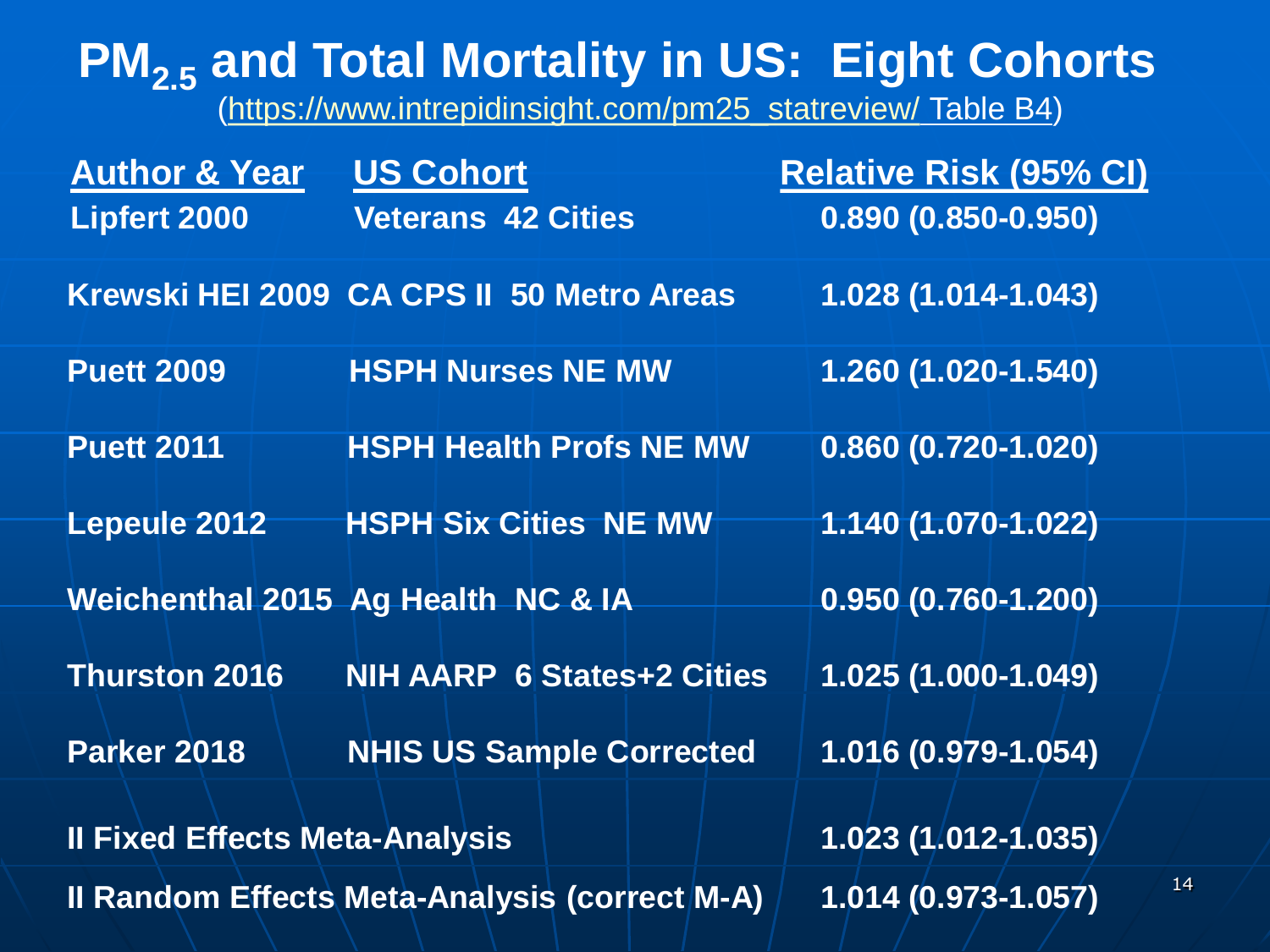# $PM_{2.5}$ and Total Mortality in US: Eight Cohorts

(https://www.intrepidinsight.com/pm25_statreview/ Table B4)

| Author & Year | US Cohort | Relative Risk (95% CI) |
|---|---|---|
| Lipfert 2000 | Veterans 42 Cities | 0.890 (0.850-0.950) |
| Krewski HEI 2009 | CA CPS II 50 Metro Areas | 1.028 (1.014-1.043) |
| Puett 2009 | HSPH Nurses NE MW | 1.260 (1.020-1.540) |
| Puett 2011 | HSPH Health Profs NE MW | 0.860 (0.720-1.020) |
| Lepeule 2012 | HSPH Six Cities NE MW | 1.140 (1.070-1.022) |
| Weichenthal 2015 | Ag Health NC & IA | 0.950 (0.760-1.200) |
| Thurston 2016 | NIH AARP 6 States+2 Cities | 1.025 (1.000-1.049) |
| Parker 2018 | NHIS US Sample Corrected | 1.016 (0.979-1.054) |
| II Fixed Effects Meta-Analysis | | 1.023 (1.012-1.035) |
| II Random Effects Meta-Analysis (correct M-A) | | 1.014 (0.973-1.057) |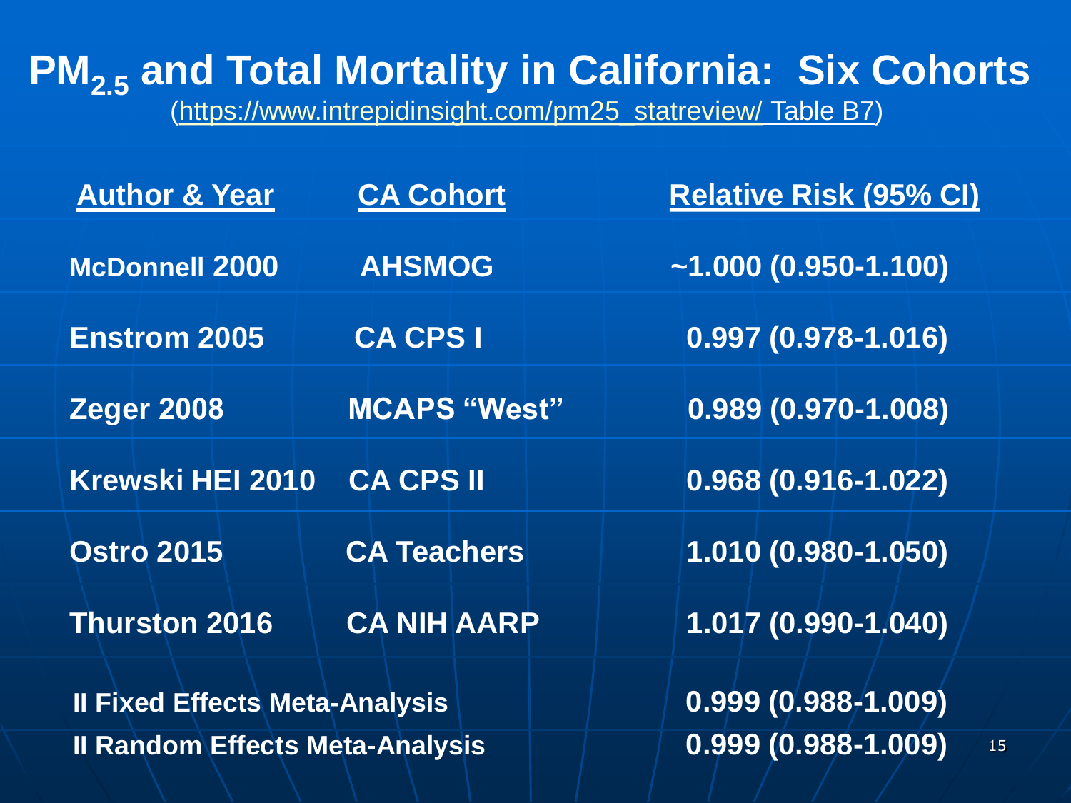# $PM_{2.5}$ and Total Mortality in California: Six Cohorts

(https://www.intrepidinsight.com/pm25_statreview/ Table B7)

| Author & Year | CA Cohort | Relative Risk (95% CI) |
|---|---|---|
| McDonnell 2000 | AHSMOG | ~1.000 (0.950-1.100) |
| Enstrom 2005 | CA CPS I | 0.997 (0.978-1.016) |
| Zeger 2008 | MCAPS "West" | 0.989 (0.970-1.008) |
| Krewski HEI 2010 | CA CPS II | 0.968 (0.916-1.022) |
| Ostro 2015 | CA Teachers | 1.010 (0.980-1.050) |
| Thurston 2016 | CA NIH AARP | 1.017 (0.990-1.040) |
| II Fixed Effects Meta-Analysis | | 0.999 (0.988-1.009) |
| II Random Effects Meta-Analysis | | 0.999 (0.988-1.009) |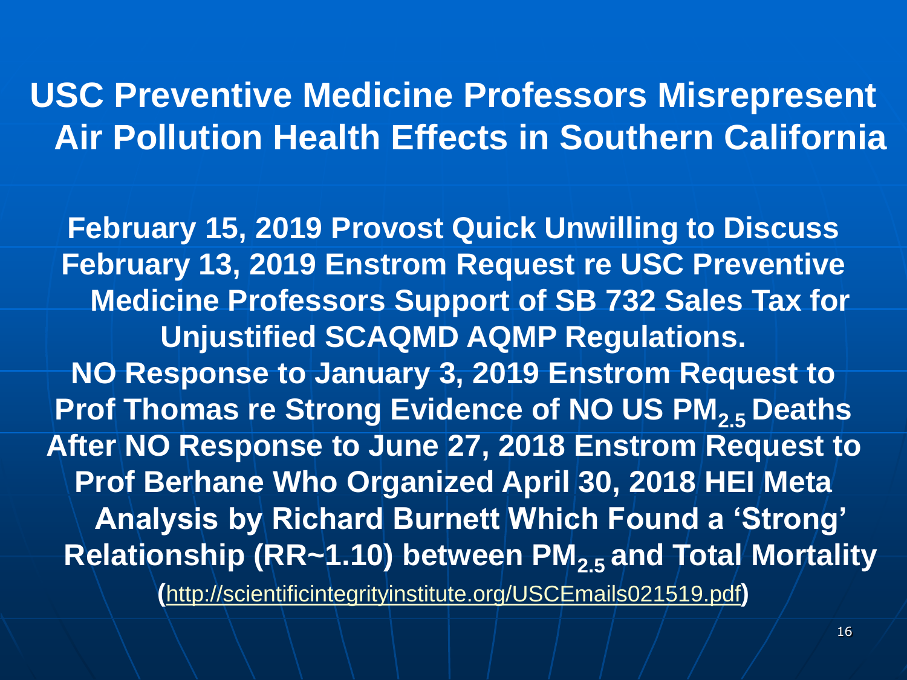# USC Preventive Medicine Professors Misrepresent Air Pollution Health Effects in Southern California

**February 15, 2019 Provost Quick Unwilling to Discuss February 13, 2019 Enstrom Request re USC Preventive Medicine Professors Support of SB 732 Sales Tax for Unjustified SCAQMD AQMP Regulations.**
**NO Response to January 3, 2019 Enstrom Request to Prof Thomas re Strong Evidence of NO US $PM_{2.5}$ Deaths After NO Response to June 27, 2018 Enstrom Request to Prof Berhane Who Organized April 30, 2018 HEI Meta Analysis by Richard Burnett Which Found a 'Strong' Relationship (RR~1.10) between $PM_{2.5}$ and Total Mortality**

(http://scientificintegrityinstitute.org/USCEmails021519.pdf)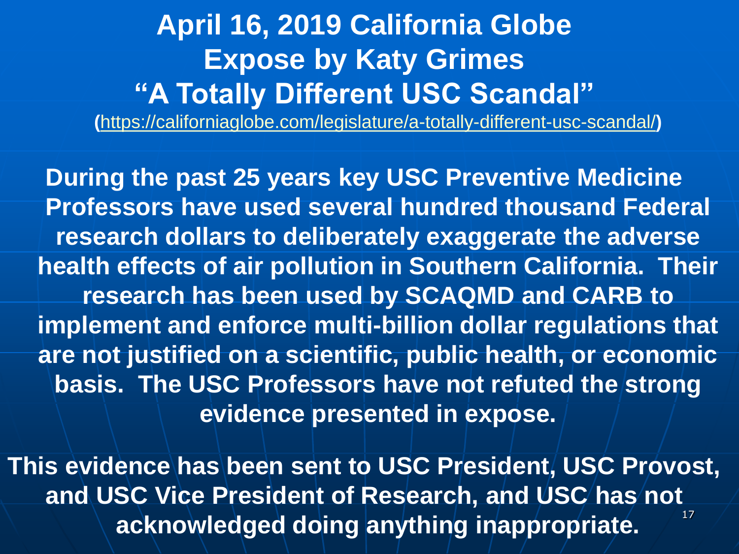# April 16, 2019 California Globe Expose by Katy Grimes "A Totally Different USC Scandal"

(https://californiaglobe.com/legislature/a-totally-different-usc-scandal/)

**During the past 25 years key USC Preventive Medicine Professors have used several hundred thousand Federal research dollars to deliberately exaggerate the adverse health effects of air pollution in Southern California. Their research has been used by SCAQMD and CARB to implement and enforce multi-billion dollar regulations that are not justified on a scientific, public health, or economic basis. The USC Professors have not refuted the strong evidence presented in expose.**

**This evidence has been sent to USC President, USC Provost, and USC Vice President of Research, and USC has not acknowledged doing anything inappropriate.**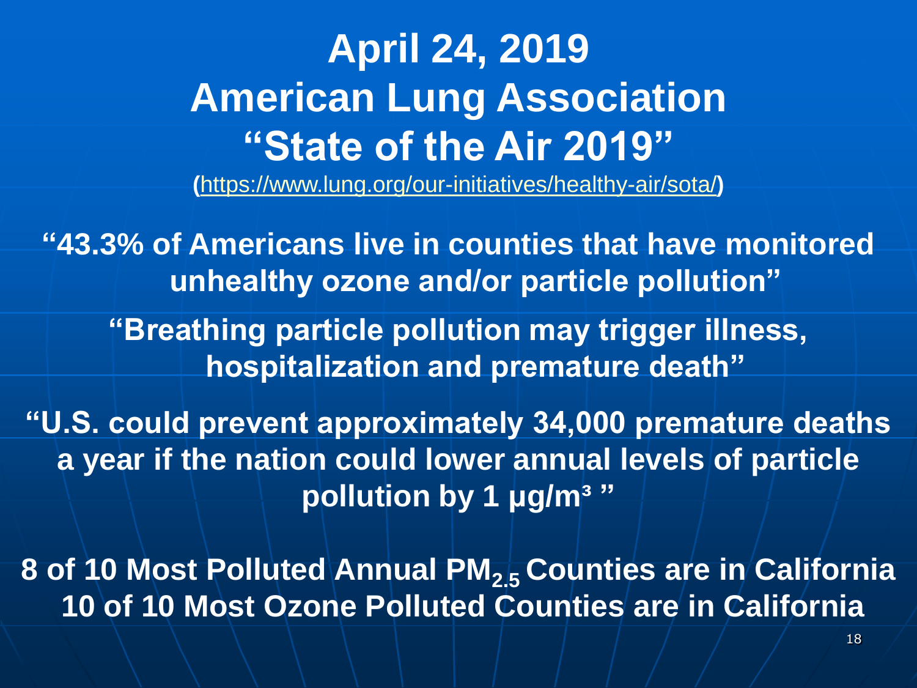# April 24, 2019
# American Lung Association
# "State of the Air 2019"

(https://www.lung.org/our-initiatives/healthy-air/sota/)

**"43.3% of Americans live in counties that have monitored unhealthy ozone and/or particle pollution"**

**"Breathing particle pollution may trigger illness, hospitalization and premature death"**

**"U.S. could prevent approximately 34,000 premature deaths a year if the nation could lower annual levels of particle pollution by 1 µg/m³ "**

**8 of 10 Most Polluted Annual $PM_{2.5}$ Counties are in California**
**10 of 10 Most Ozone Polluted Counties are in California**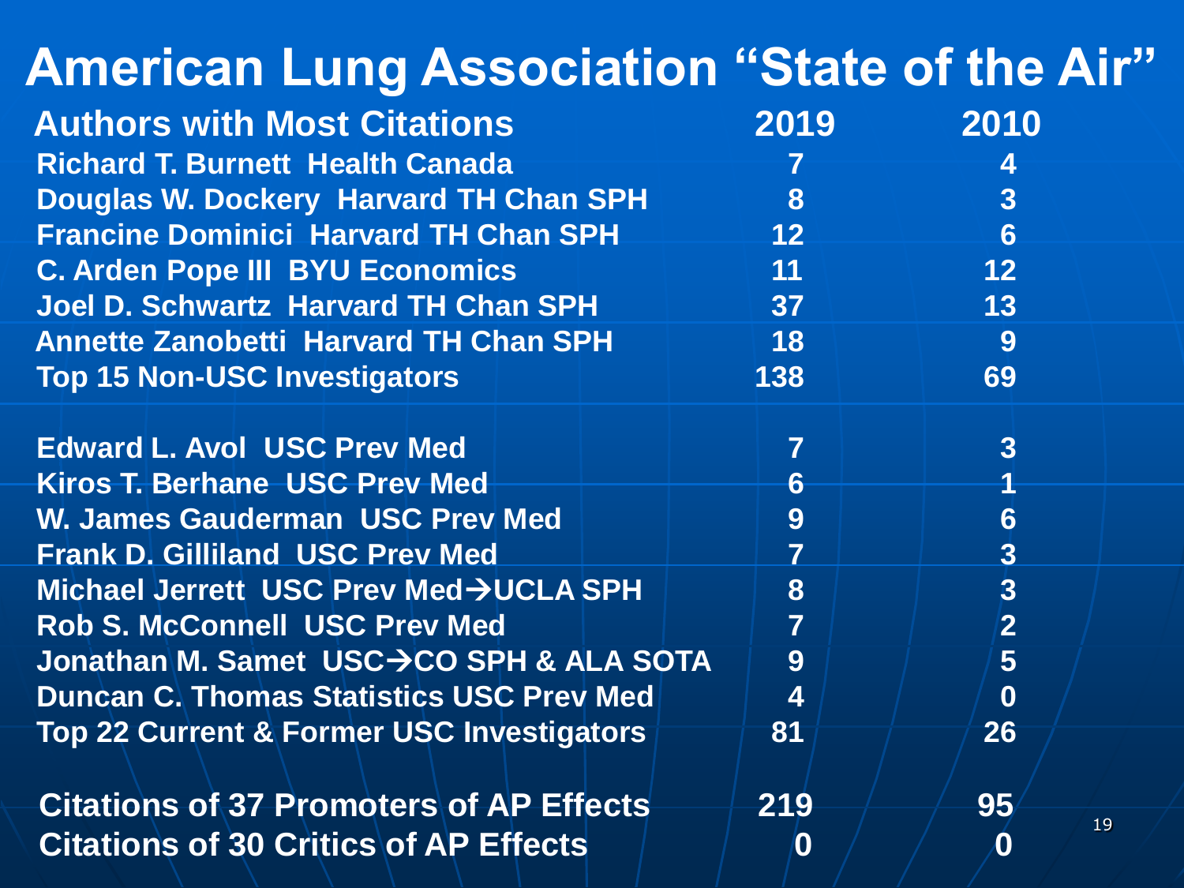# American Lung Association "State of the Air"

| Authors with Most Citations | 2019 | 2010 |
|---|---|---|
| Richard T. Burnett Health Canada | 7 | 4 |
| Douglas W. Dockery Harvard TH Chan SPH | 8 | 3 |
| Francine Dominici Harvard TH Chan SPH | 12 | 6 |
| C. Arden Pope III BYU Economics | 11 | 12 |
| Joel D. Schwartz Harvard TH Chan SPH | 37 | 13 |
| Annette Zanobetti Harvard TH Chan SPH | 18 | 9 |
| Top 15 Non-USC Investigators | 138 | 69 |
| | | |
| Edward L. Avol USC Prev Med | 7 | 3 |
| Kiros T. Berhane USC Prev Med | 6 | 1 |
| W. James Gauderman USC Prev Med | 9 | 6 |
| Frank D. Gilliland USC Prev Med | 7 | 3 |
| Michael Jerrett USC Prev Med→UCLA SPH | 8 | 3 |
| Rob S. McConnell USC Prev Med | 7 | 2 |
| Jonathan M. Samet USC→CO SPH & ALA SOTA | 9 | 5 |
| Duncan C. Thomas Statistics USC Prev Med | 4 | 0 |
| Top 22 Current & Former USC Investigators | 81 | 26 |
| | | |
| Citations of 37 Promoters of AP Effects | 219 | 95 |
| Citations of 30 Critics of AP Effects | 0 | 0 |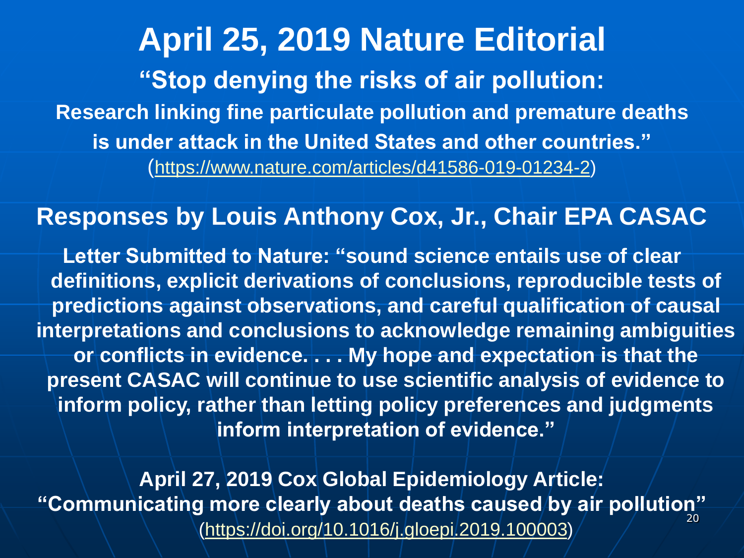# April 25, 2019 Nature Editorial

**"Stop denying the risks of air pollution:**

**Research linking fine particulate pollution and premature deaths is under attack in the United States and other countries."**

(https://www.nature.com/articles/d41586-019-01234-2)

## Responses by Louis Anthony Cox, Jr., Chair EPA CASAC

**Letter Submitted to Nature: "sound science entails use of clear definitions, explicit derivations of conclusions, reproducible tests of predictions against observations, and careful qualification of causal interpretations and conclusions to acknowledge remaining ambiguities or conflicts in evidence. . . . My hope and expectation is that the present CASAC will continue to use scientific analysis of evidence to inform policy, rather than letting policy preferences and judgments inform interpretation of evidence."**

**April 27, 2019 Cox Global Epidemiology Article: "Communicating more clearly about deaths caused by air pollution"**

(https://doi.org/10.1016/j.gloepi.2019.100003)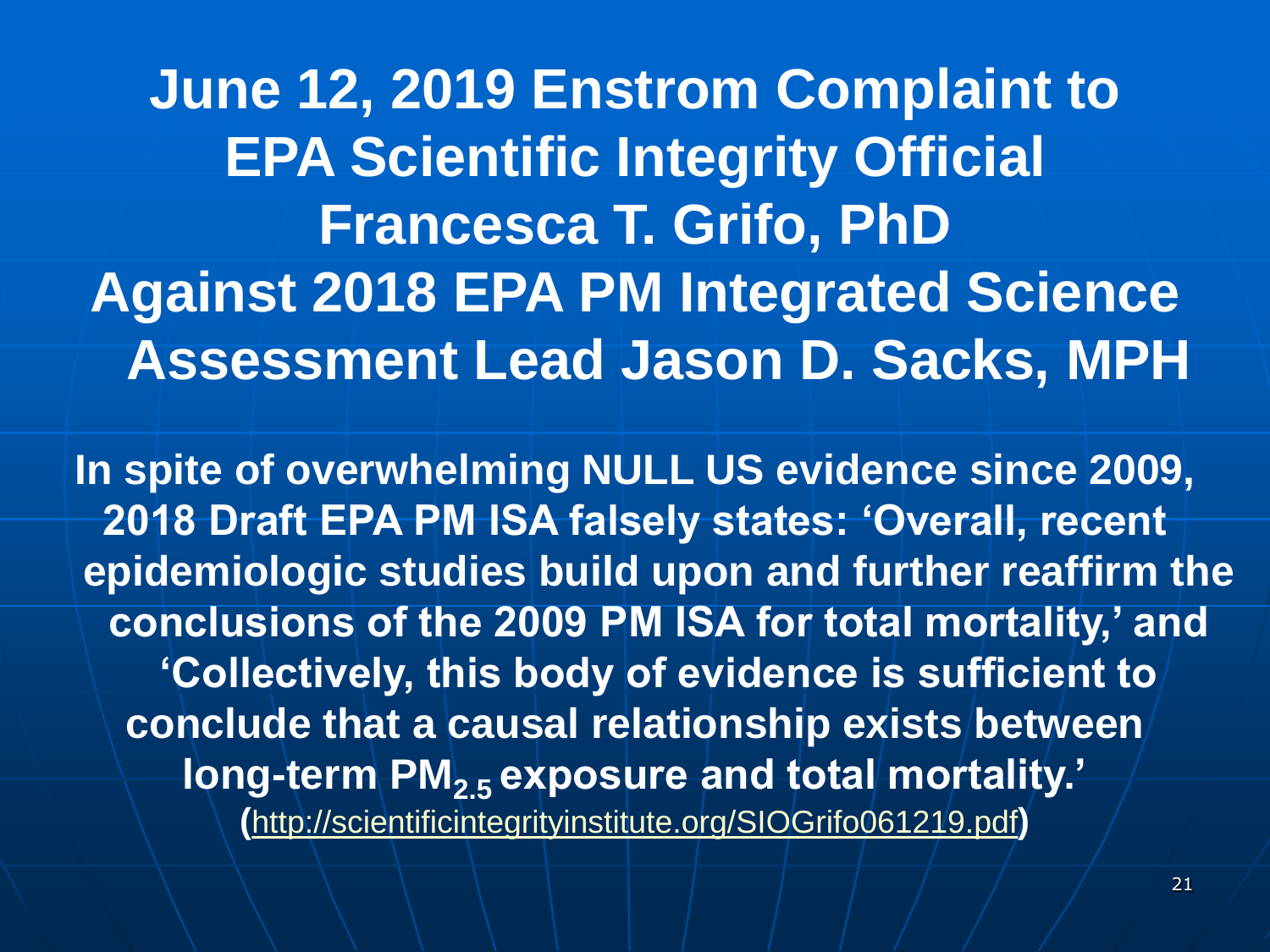# June 12, 2019 Enstrom Complaint to EPA Scientific Integrity Official Francesca T. Grifo, PhD Against 2018 EPA PM Integrated Science Assessment Lead Jason D. Sacks, MPH

**In spite of overwhelming NULL US evidence since 2009, 2018 Draft EPA PM ISA falsely states: 'Overall, recent epidemiologic studies build upon and further reaffirm the conclusions of the 2009 PM ISA for total mortality,' and 'Collectively, this body of evidence is sufficient to conclude that a causal relationship exists between long-term $PM_{2.5}$ exposure and total mortality.'**

**(**http://scientificintegrityinstitute.org/SIOGrifo061219.pdf**)**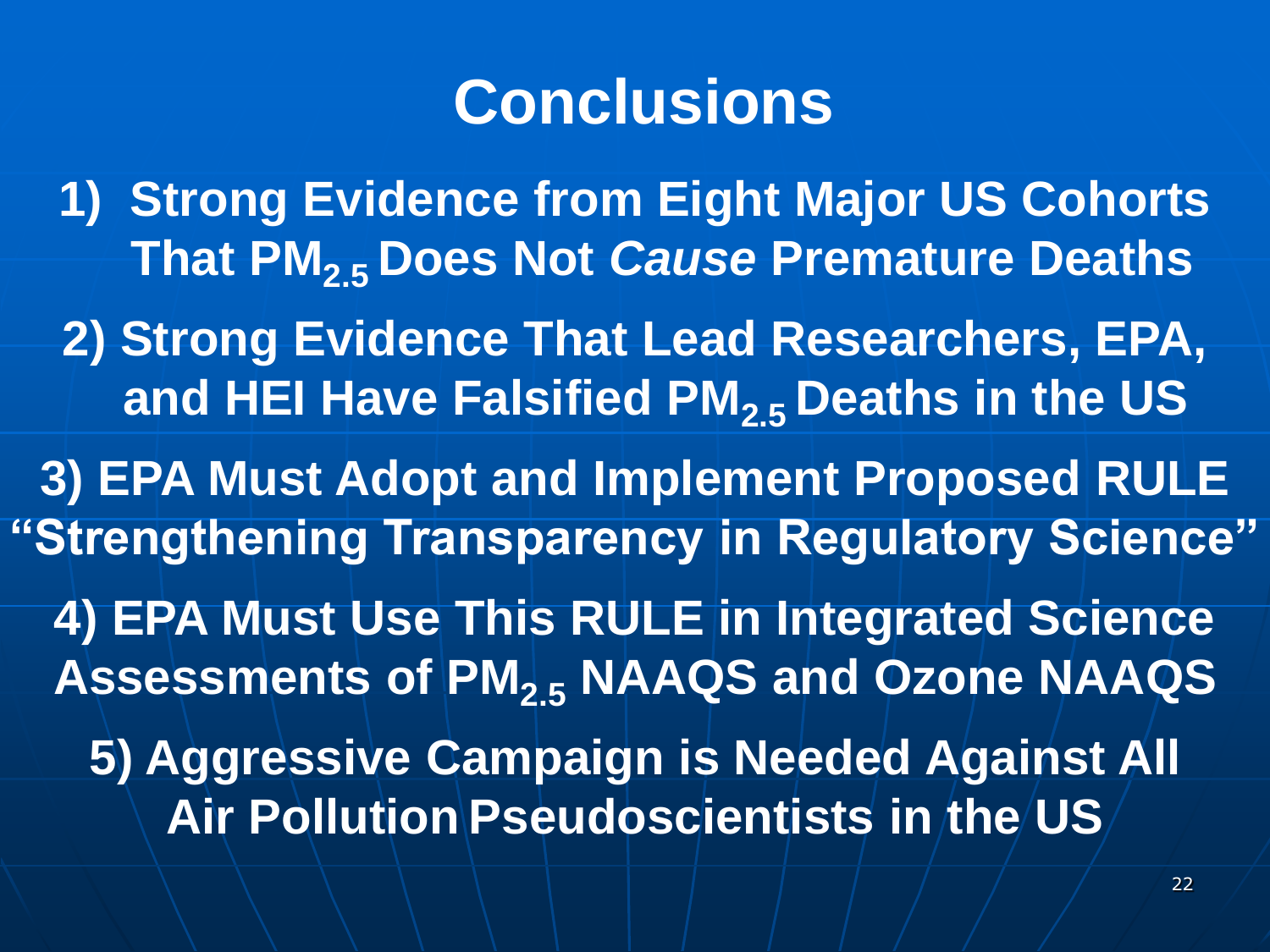# Conclusions

1) **Strong Evidence from Eight Major US Cohorts That $PM_{2.5}$ Does Not *Cause* Premature Deaths**

2) **Strong Evidence That Lead Researchers, EPA, and HEI Have Falsified $PM_{2.5}$ Deaths in the US**

3) **EPA Must Adopt and Implement Proposed RULE "Strengthening Transparency in Regulatory Science"**

4) **EPA Must Use This RULE in Integrated Science Assessments of $PM_{2.5}$ NAAQS and Ozone NAAQS**

5) **Aggressive Campaign is Needed Against All Air Pollution Pseudoscientists in the US**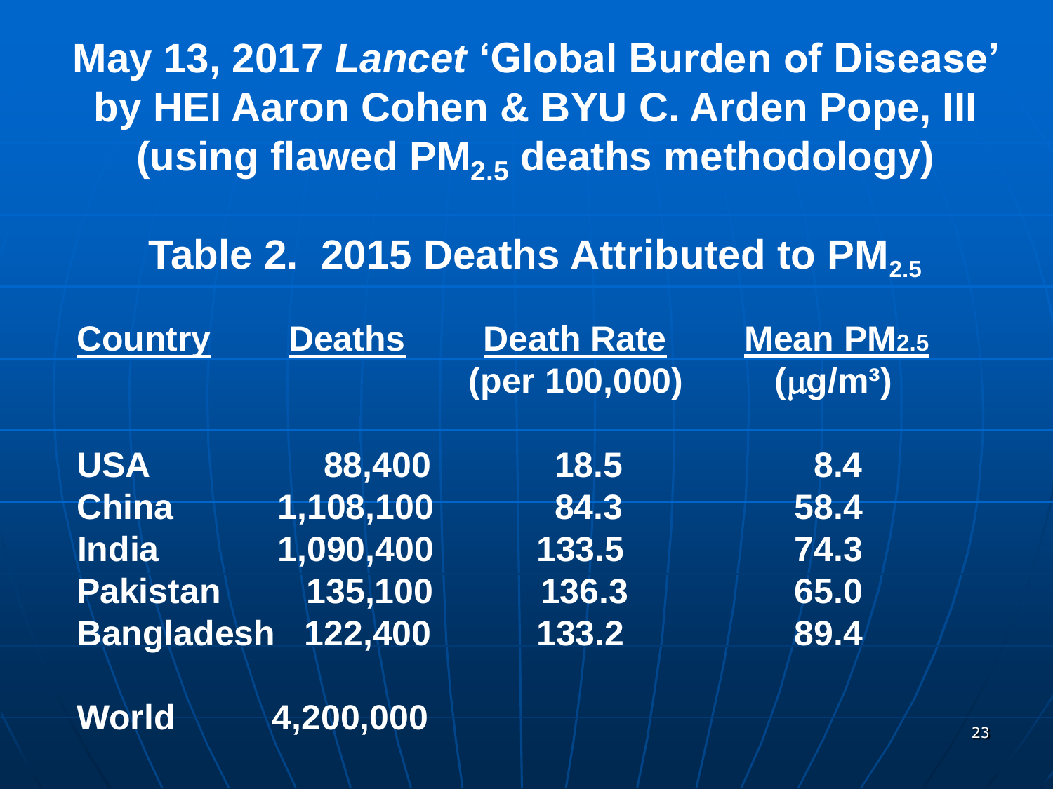# May 13, 2017 *Lancet* 'Global Burden of Disease' by HEI Aaron Cohen & BYU C. Arden Pope, III (using flawed $PM_{2.5}$ deaths methodology)

## Table 2. 2015 Deaths Attributed to $PM_{2.5}$

| Country | Deaths | Death Rate (per 100,000) | Mean $PM_{2.5}$ ($\mu g/m^3$) |
|---|---|---|---|
| USA | 88,400 | 18.5 | 8.4 |
| China | 1,108,100 | 84.3 | 58.4 |
| India | 1,090,400 | 133.5 | 74.3 |
| Pakistan | 135,100 | 136.3 | 65.0 |
| Bangladesh | 122,400 | 133.2 | 89.4 |
| | | | |
| World | 4,200,000 | | |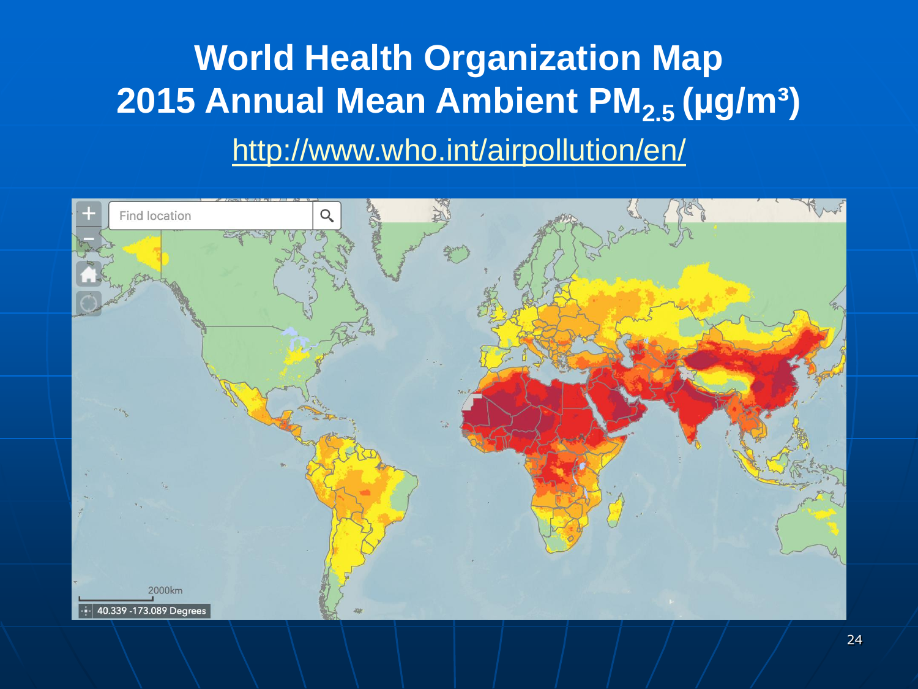# World Health Organization Map
# 2015 Annual Mean Ambient $PM_{2.5}$ ($\mu g/m^3$)

http://www.who.int/airpollution/en/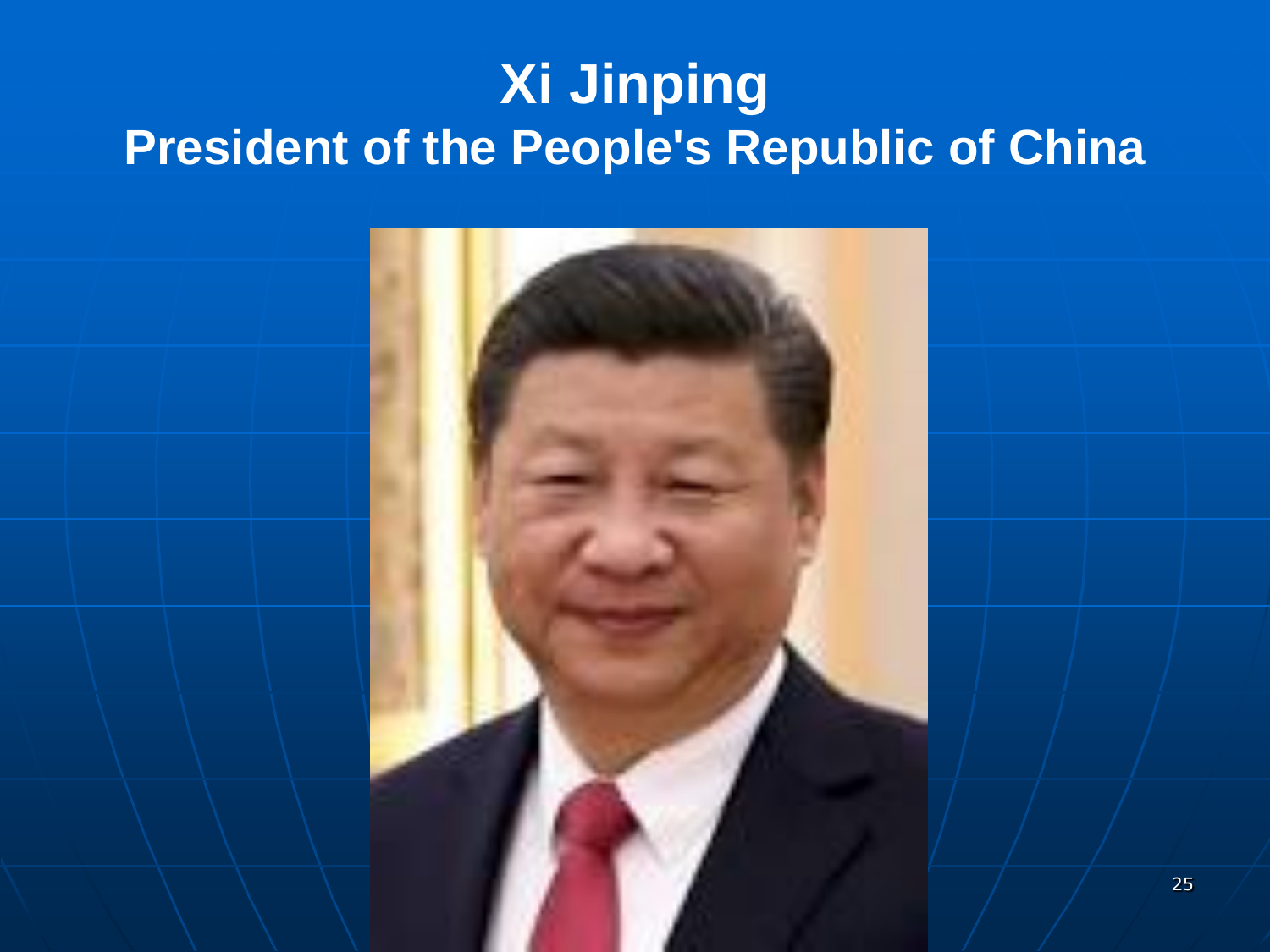# Xi Jinping
## President of the People's Republic of China